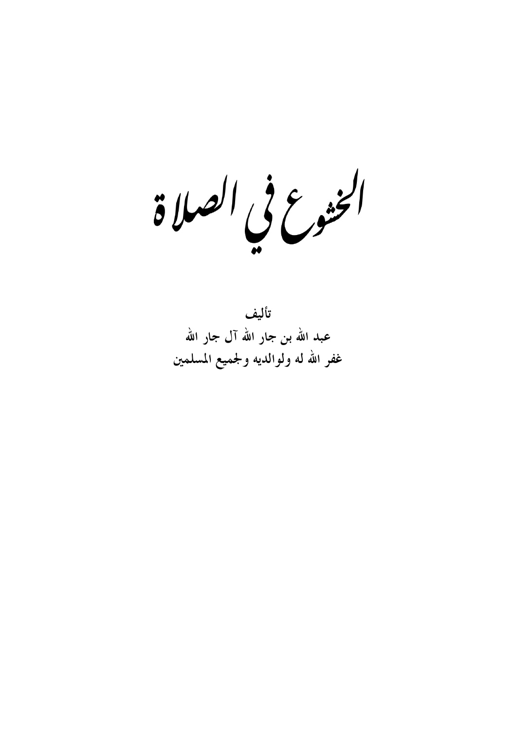# الخشوع في الصلاة

**تأليف**

**عبد الله بن جار الله آل جار الله**

**غفر الله له ولوالديه ولجميع المسلمين**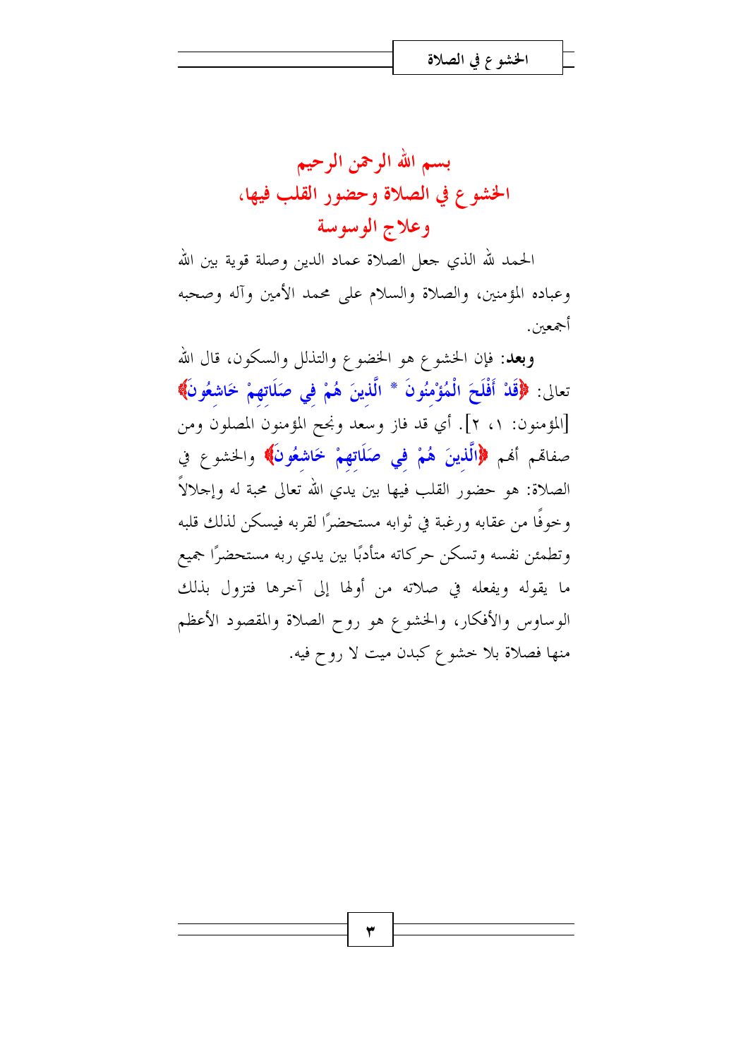# بسم الله الرحمن الرحيم

# الخشوع في الصلاة وحضور القلب فيها، وعلاج الوسوسة

الحمد لله الذي جعل الصلاة عماد الدين وصلة قوية بين الله وعباده المؤمنين، والصلاة والسلام على محمد الأمين وآله وصحبه أجمعين.

**وبعد**: فإن الخشوع هو الخضوع والتذلل والسكون، قال الله تعالى: ﴿قَدْ أَفْلَحَ الْمُؤْمِنُونَ * الَّذِينَ هُمْ فِي صَلَاتِهِمْ خَاشِعُونَ﴾ [المؤمنون: ١، ٢]. أي قد فاز وسعد ونجح المؤمنون المصلون ومن صفاتهم أنهم ﴿الَّذِينَ هُمْ فِي صَلَاتِهِمْ خَاشِعُونَ﴾ والخشوع في الصلاة: هو حضور القلب فيها بين يدي الله تعالى محبة له وإجلالاً وخوفًا من عقابه ورغبة في ثوابه مستحضرًا لقربه فيسكن لذلك قلبه وتطمئن نفسه وتسكن حركاته متأدبًا بين يدي ربه مستحضرًا جميع ما يقوله ويفعله في صلاته من أولها إلى آخرها فتزول بذلك الوساوس والأفكار، والخشوع هو روح الصلاة والمقصود الأعظم منها فصلاة بلا خشوع كبدن ميت لا روح فيه.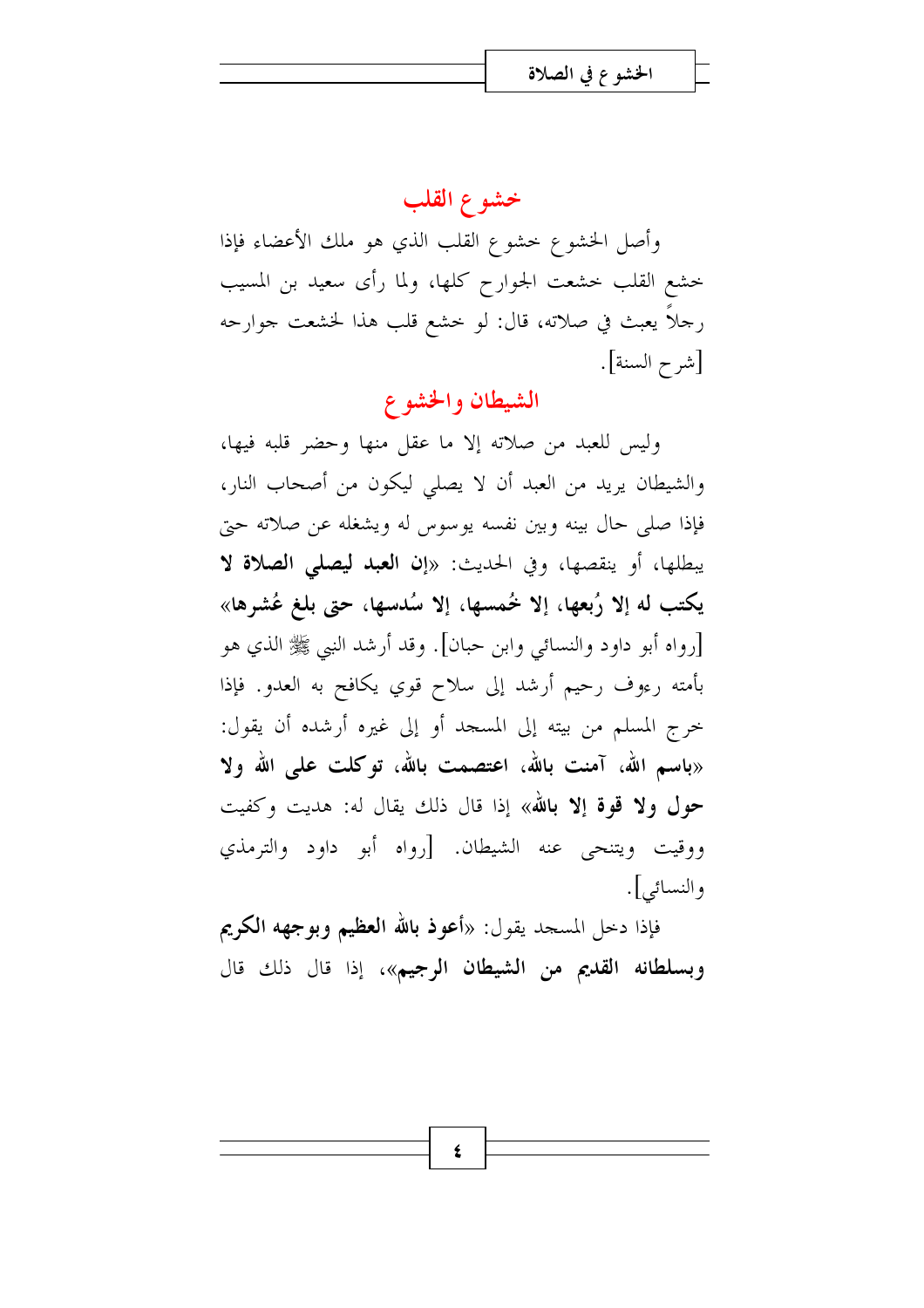## خشوع القلب

وأصل الخشوع خشوع القلب الذي هو ملك الأعضاء فإذا خشع القلب خشعت الجوارح كلها، ولما رأى سعيد بن المسيب رجلاً يعبث في صلاته، قال: لو خشع قلب هذا لخشعت جوارحه [شرح السنة].

## الشيطان والخشوع

وليس للعبد من صلاته إلا ما عقل منها وحضر قلبه فيها، والشيطان يريد من العبد أن لا يصلي ليكون من أصحاب النار، فإذا صلى حال بينه وبين نفسه يوسوس له ويشغله عن صلاته حتى يبطلها، أو ينقصها، وفي الحديث: «**إن العبد ليصلي الصلاة لا يكتب له إلا رُبعها، إلا خُمسها، إلا سُدسها، حتى بلغ عُشرها**» [رواه أبو داود والنسائي وابن حبان]. وقد أرشد النبي ﷺ الذي هو بأمته رءوف رحيم أرشد إلى سلاح قوي يكافح به العدو. فإذا خرج المسلم من بيته إلى المسجد أو إلى غيره أرشده أن يقول: «**باسم الله، آمنت بالله، اعتصمت بالله، توكلت على الله ولا حول ولا قوة إلا بالله**» إذا قال ذلك يقال له: هديت وكفيت ووقيت ويتنحى عنه الشيطان. [رواه أبو داود والترمذي والنسائي].

فإذا دخل المسجد يقول: «**أعوذ بالله العظيم وبوجهه الكريم وبسلطانه القديم من الشيطان الرجيم**»، إذا قال ذلك قال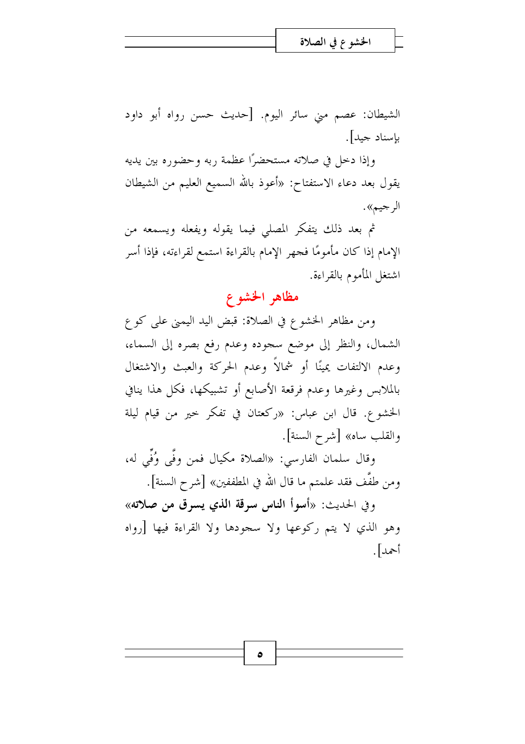الشيطان: عصم مني سائر اليوم. [حديث حسن رواه أبو داود بإسناد جيد].

وإذا دخل في صلاته مستحضرًا عظمة ربه وحضوره بين يديه يقول بعد دعاء الاستفتاح: «أعوذ بالله السميع العليم من الشيطان الرجيم».

ثم بعد ذلك يتفكر المصلي فيما يقوله ويفعله ويسمعه من الإمام إذا كان مأمومًا فجهر الإمام بالقراءة استمع لقراءته، فإذا أسر اشتغل المأموم بالقراءة.

## مظاهر الخشوع

ومن مظاهر الخشوع في الصلاة: قبض اليد اليمنى على كوع الشمال، والنظر إلى موضع سجوده وعدم رفع بصره إلى السماء، وعدم الالتفات يمينًا أو شمالاً وعدم الحركة والعبث والاشتغال بالملابس وغيرها وعدم فرقعة الأصابع أو تشبيكها، فكل هذا ينافي الخشوع. قال ابن عباس: «ركعتان في تفكر خير من قيام ليلة والقلب ساه» [شرح السنة].

وقال سلمان الفارسي: «الصلاة مكيال فمن وفَّى وُفِّي له، ومن طفَّف فقد علمتم ما قال الله في المطففين» [شرح السنة].

وفي الحديث: «**أسوأ الناس سرقة الذي يسرق من صلاته**» وهو الذي لا يتم ركوعها ولا سجودها ولا القراءة فيها [رواه أحمد].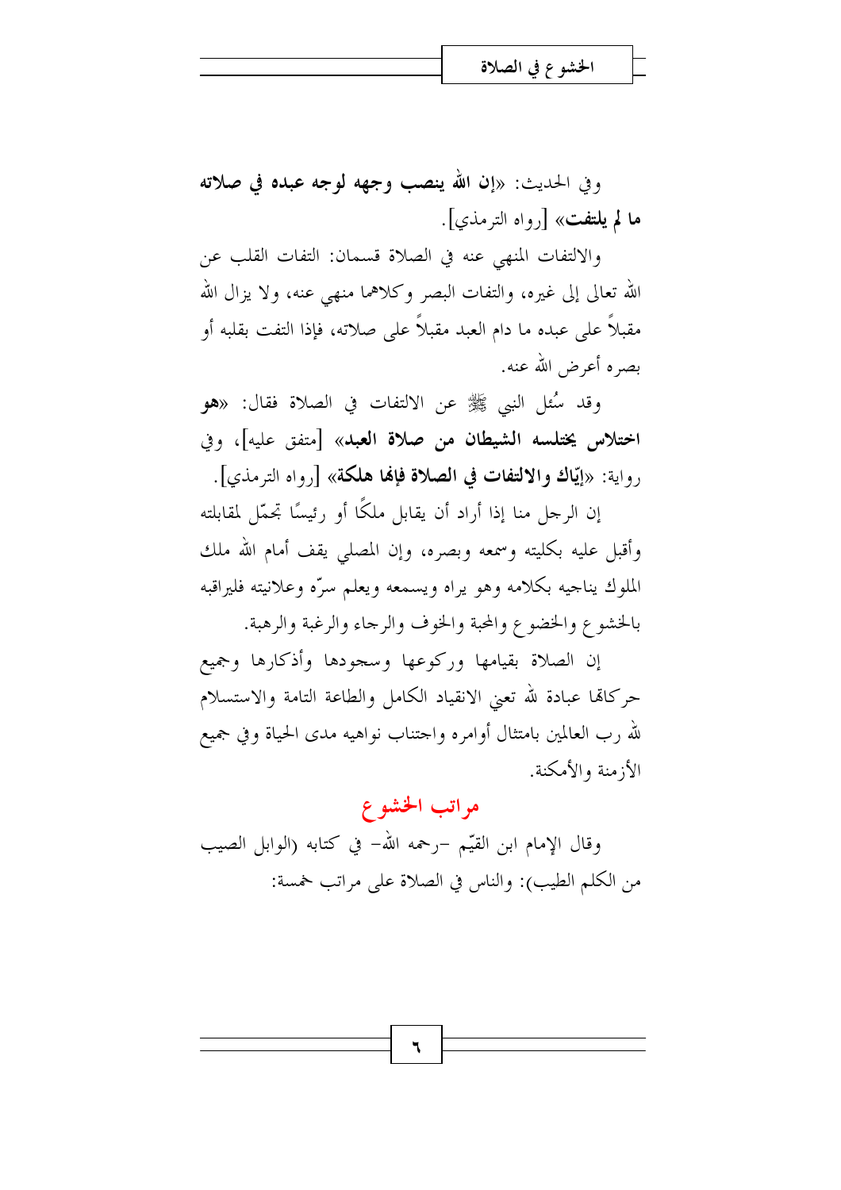وفي الحديث: «**إن الله ينصب وجهه لوجه عبده في صلاته ما لم يلتفت**» [رواه الترمذي].

والالتفات المنهي عنه في الصلاة قسمان: التفات القلب عن الله تعالى إلى غيره، والتفات البصر وكلاهما منهي عنه، ولا يزال الله مقبلاً على عبده ما دام العبد مقبلاً على صلاته، فإذا التفت بقلبه أو بصره أعرض الله عنه.

وقد سُئل النبي ﷺ عن الالتفات في الصلاة فقال: «**هو اختلاس يختلسه الشيطان من صلاة العبد**» [متفق عليه]، وفي رواية: «**إيّاك والالتفات في الصلاة فإنها هلكة**» [رواه الترمذي].

إن الرجل منا إذا أراد أن يقابل ملكًا أو رئيسًا تجمّل لمقابلته وأقبل عليه بكليته وسمعه وبصره، وإن المصلي يقف أمام الله ملك الملوك يناجيه بكلامه وهو يراه ويسمعه ويعلم سرّه وعلانيته فليراقبه بالخشوع والخضوع والمحبة والخوف والرجاء والرغبة والرهبة.

إن الصلاة بقيامها وركوعها وسجودها وأذكارها وجميع حركاتها عبادة لله تعني الانقياد الكامل والطاعة التامة والاستسلام لله رب العالمين بامتثال أوامره واجتناب نواهيه مدى الحياة وفي جميع الأزمنة والأمكنة.

## مراتب الخشوع

وقال الإمام ابن القيّم -رحمه الله- في كتابه (الوابل الصيب من الكلم الطيب): والناس في الصلاة على مراتب خمسة: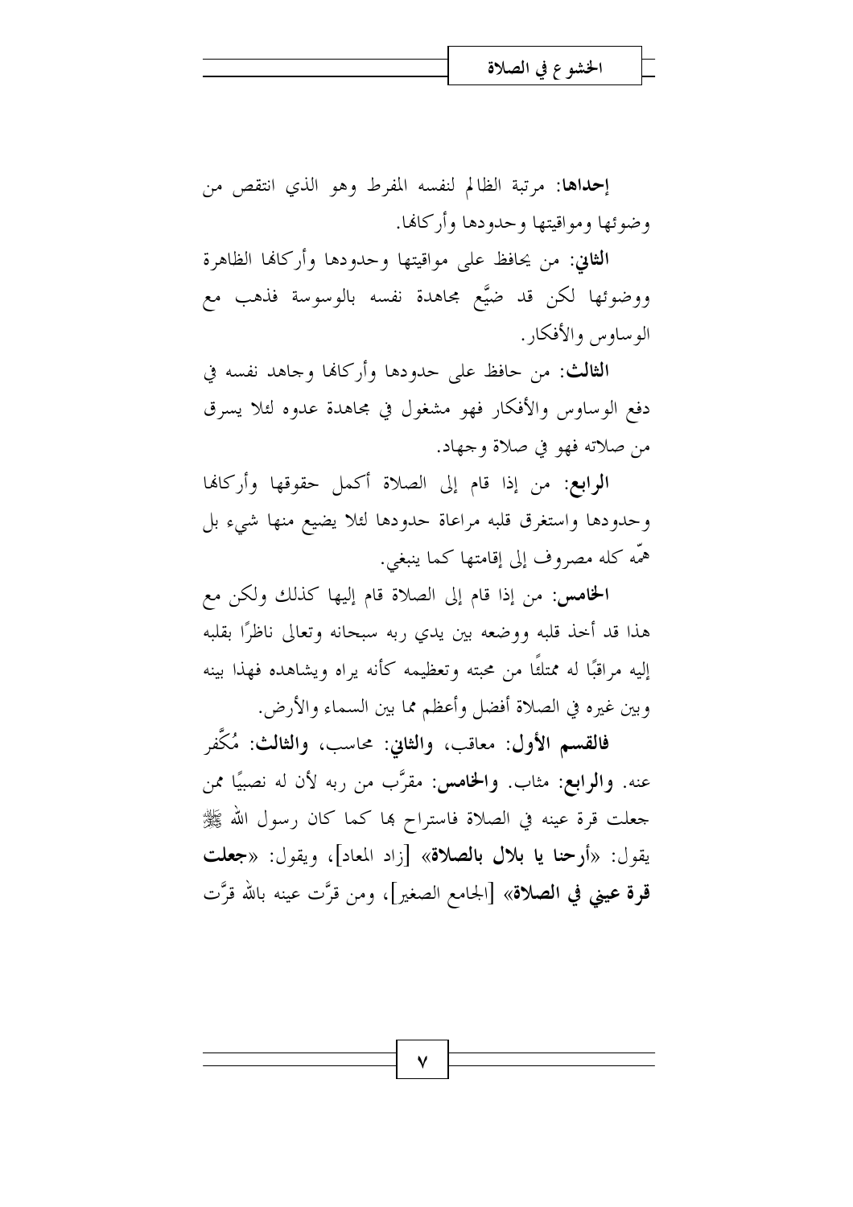**إحداها**: مرتبة الظالم لنفسه المفرط وهو الذي انتقص من وضوئها ومواقيتها وحدودها وأركانها.

**الثاني**: من يحافظ على مواقيتها وحدودها وأركانها الظاهرة ووضوئها لكن قد ضيَّع مجاهدة نفسه بالوسوسة فذهب مع الوساوس والأفكار.

**الثالث**: من حافظ على حدودها وأركانها وجاهد نفسه في دفع الوساوس والأفكار فهو مشغول في مجاهدة عدوه لئلا يسرق من صلاته فهو في صلاة وجهاد.

**الرابع**: من إذا قام إلى الصلاة أكمل حقوقها وأركانها وحدودها واستغرق قلبه مراعاة حدودها لئلا يضيع منها شيء بل همّه كله مصروف إلى إقامتها كما ينبغي.

**الخامس**: من إذا قام إلى الصلاة قام إليها كذلك ولكن مع هذا قد أخذ قلبه ووضعه بين يدي ربه سبحانه وتعالى ناظرًا بقلبه إليه مراقبًا له ممتلئًا من محبته وتعظيمه كأنه يراه ويشاهده فهذا بينه وبين غيره في الصلاة أفضل وأعظم مما بين السماء والأرض.

**فالقسم الأول**: معاقب، **والثاني**: محاسب، **والثالث**: مُكَفَّر عنه. **والرابع**: مثاب. **والخامس**: مقرَّب من ربه لأن له نصيبًا ممن جعلت قرة عينه في الصلاة فاستراح بها كما كان رسول الله ﷺ يقول: «**أرحنا يا بلال بالصلاة**» [زاد المعاد]، ويقول: «**جعلت قرة عيني في الصلاة**» [الجامع الصغير]، ومن قرَّت عينه بالله قرَّت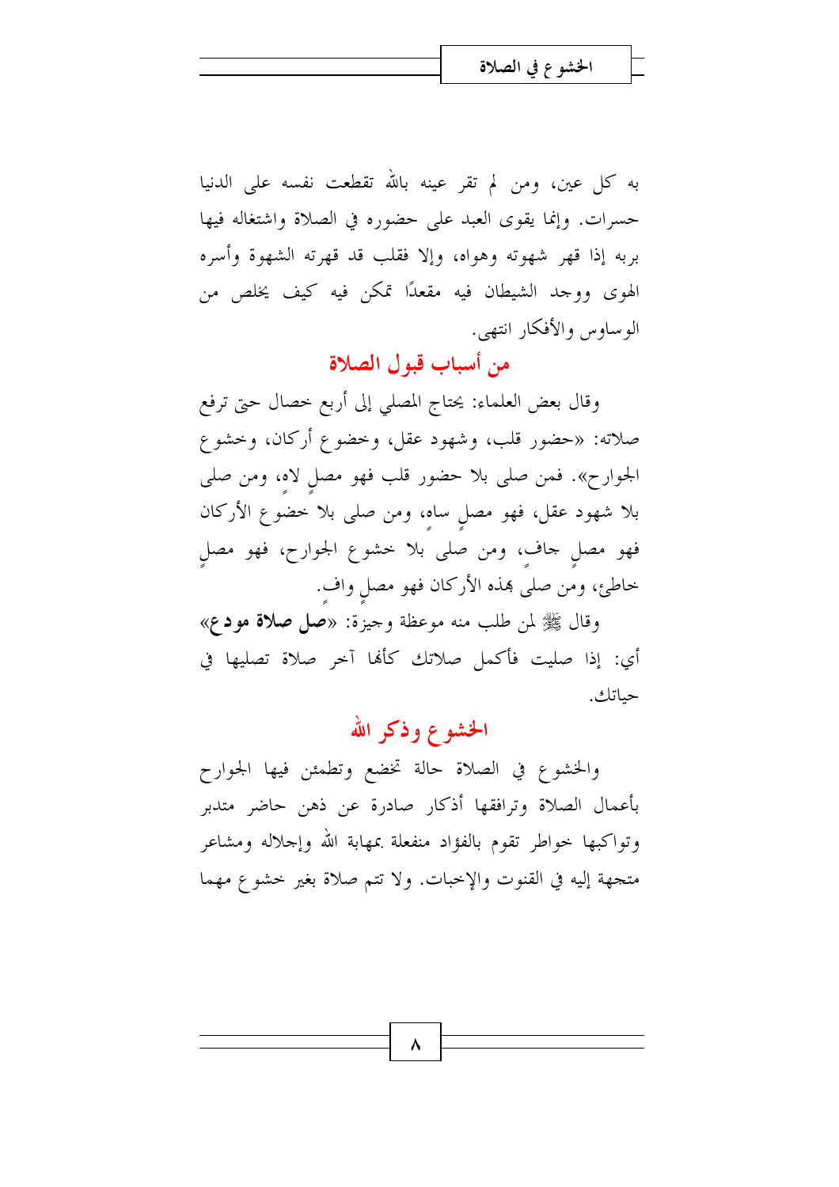به كل عين، ومن لم تقر عينه بالله تقطعت نفسه على الدنيا حسرات. وإنما يقوى العبد على حضوره في الصلاة واشتغاله فيها بربه إذا قهر شهوته وهواه، وإلا فقلب قد قهرته الشهوة وأسره الهوى ووجد الشيطان فيه مقعدًا تمكن فيه كيف يخلص من الوساوس والأفكار انتهى.

## من أسباب قبول الصلاة

وقال بعض العلماء: يحتاج المصلي إلى أربع خصال حتى ترفع صلاته: «حضور قلب، وشهود عقل، وخضوع أركان، وخشوع الجوارح». فمن صلى بلا حضور قلب فهو مصلٍ لاهٍ، ومن صلى بلا شهود عقل، فهو مصلٍ ساهٍ، ومن صلى بلا خضوع الأركان فهو مصلٍ جافٍ، ومن صلى بلا خشوع الجوارح، فهو مصلٍ خاطئ، ومن صلى بهذه الأركان فهو مصلٍ وافٍ.

وقال ﷺ لمن طلب منه موعظة وجيزة: «**صل صلاة مودع**» أي: إذا صليت فأكمل صلاتك كأنها آخر صلاة تصليها في حياتك.

## الخشوع وذكر الله

والخشوع في الصلاة حالة تخضع وتطمئن فيها الجوارح بأعمال الصلاة وترافقها أذكار صادرة عن ذهن حاضر متدبر وتواكبها خواطر تقوم بالفؤاد منفعلة بمهابة الله وإجلاله ومشاعر متجهة إليه في القنوت والإخبات. ولا تتم صلاة بغير خشوع مهما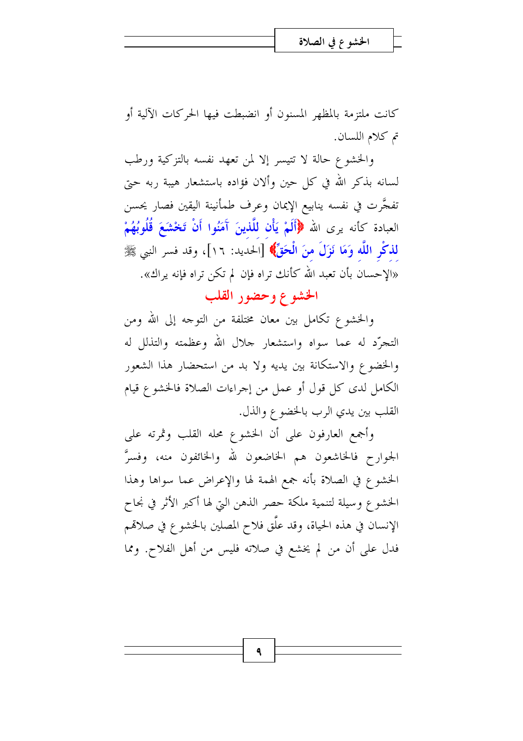كانت ملتزمة بالمظهر المسنون أو انضبطت فيها الحركات الآلية أو تم كلام اللسان.

والخشوع حالة لا تتيسر إلا لمن تعهد نفسه بالتزكية ورطب لسانه بذكر الله في كل حين وألان فؤاده باستشعار هيبة ربه حتى تفجَّرت في نفسه ينابيع الإيمان وعرف طمأنينة اليقين فصار يحسن العبادة كأنه يرى الله ﴿أَلَمْ يَأْنِ لِلَّذِينَ آمَنُوا أَنْ تَخْشَعَ قُلُوبُهُمْ لِذِكْرِ اللَّهِ وَمَا نَزَلَ مِنَ الْحَقِّ﴾ [الحديد: ١٦]، وقد فسر النبي ﷺ «الإحسان بأن تعبد الله كأنك تراه فإن لم تكن تراه فإنه يراك».

## الخشوع وحضور القلب

والخشوع تكامل بين معان مختلفة من التوجه إلى الله ومن التجرّد له عما سواه واستشعار جلال الله وعظمته والتذلل له والخضوع والاستكانة بين يديه ولا بد من استحضار هذا الشعور الكامل لدى كل قول أو عمل من إجراءات الصلاة فالخشوع قيام القلب بين يدي الرب بالخضوع والذل.

وأجمع العارفون على أن الخشوع محله القلب وثمرته على الجوارح فالخاشعون هم الخاضعون لله والخائفون منه، وفسرَّ الخشوع في الصلاة بأنه جمع الهمة لها والإعراض عما سواها وهذا الخشوع وسيلة لتنمية ملكة حصر الذهن التي لها أكبر الأثر في نجاح الإنسان في هذه الحياة، وقد علَّق فلاح المصلين بالخشوع في صلاتهم فدل على أن من لم يخشع في صلاته فليس من أهل الفلاح. ومما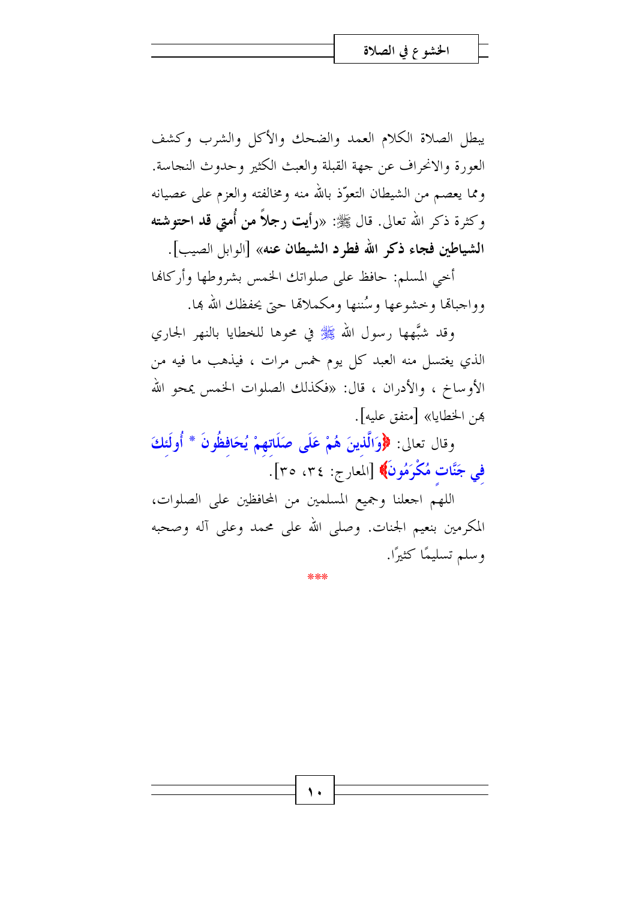يبطل الصلاة الكلام العمد والضحك والأكل والشرب وكشف العورة والانحراف عن جهة القبلة والعبث الكثير وحدوث النجاسة.

ومما يعصم من الشيطان التعوّذ بالله منه ومخالفته والعزم على عصيانه وكثرة ذكر الله تعالى. قال ﷺ: «**رأيت رجلاً من أُمتي قد احتوشته الشياطين فجاء ذكر الله فطرد الشيطان عنه**» [الوابل الصيب].

أخي المسلم: حافظ على صلواتك الخمس بشروطها وأركانها وواجباتها وخشوعها وسُننها ومكملاتها حتى يحفظك الله بها.

وقد شبَّهها رسول الله ﷺ في محوها للخطايا بالنهر الجاري الذي يغتسل منه العبد كل يوم خمس مرات ، فيذهب ما فيه من الأوساخ ، والأدران ، قال: «فكذلك الصلوات الخمس يمحو الله بهن الخطايا» [متفق عليه].

وقال تعالى: ﴿**وَالَّذِينَ هُمْ عَلَى صَلَاتِهِمْ يُحَافِظُونَ * أُولَئِكَ فِي جَنَّاتٍ مُكْرَمُونَ**﴾ [المعارج: ٣٤، ٣٥].

اللهم اجعلنا وجميع المسلمين من المحافظين على الصلوات، المكرمين بنعيم الجنات. وصلى الله على محمد وعلى آله وصحبه وسلم تسليمًا كثيرًا.

***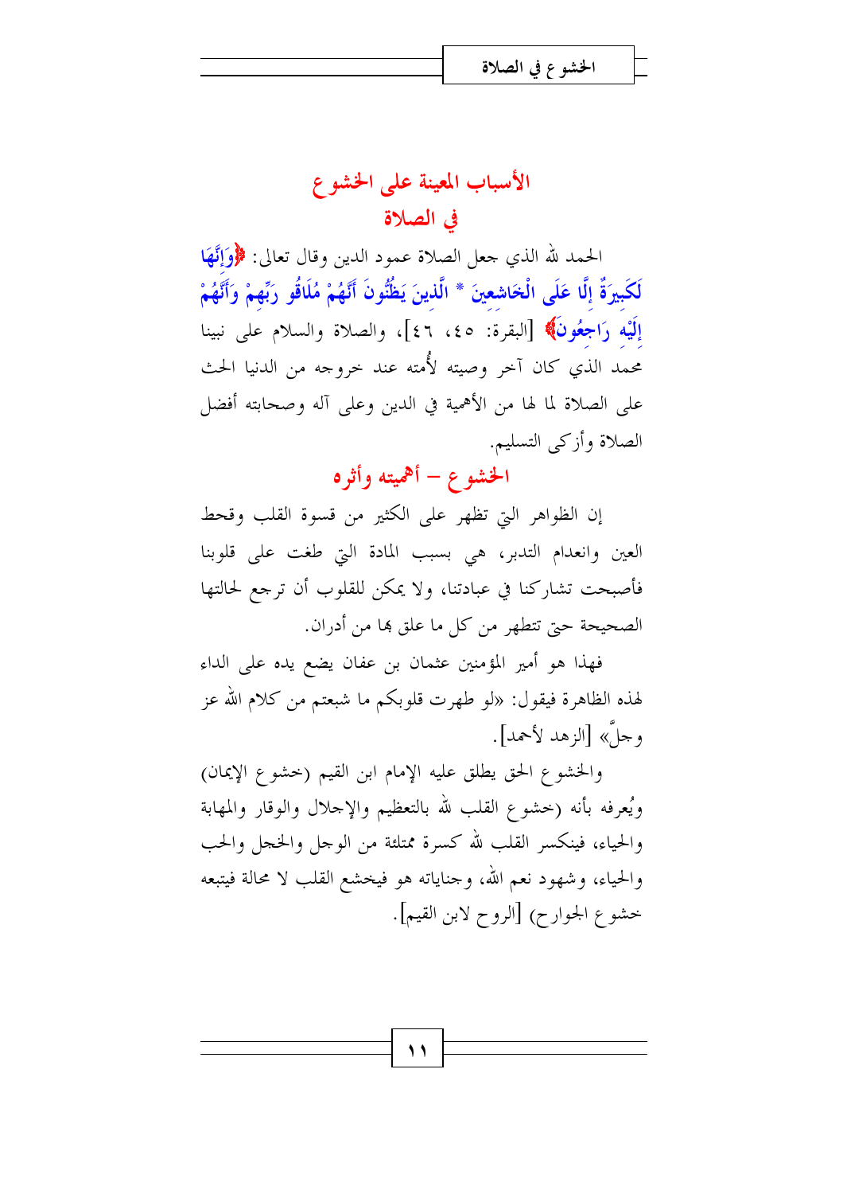# الأسباب المعينة على الخشوع في الصلاة

الحمد لله الذي جعل الصلاة عمود الدين وقال تعالى: ﴿وَإِنَّهَا لَكَبِيرَةٌ إِلَّا عَلَى الْخَاشِعِينَ * الَّذِينَ يَظُنُّونَ أَنَّهُمْ مُلَاقُو رَبِّهِمْ وَأَنَّهُمْ إِلَيْهِ رَاجِعُونَ﴾ [البقرة: ٤٥، ٤٦]، والصلاة والسلام على نبينا محمد الذي كان آخر وصيته لأُمته عند خروجه من الدنيا الحث على الصلاة لما لها من الأهمية في الدين وعلى آله وصحابته أفضل الصلاة وأزكى التسليم.

## الخشوع – أهميته وأثره

إن الظواهر التي تظهر على الكثير من قسوة القلب وقحط العين وانعدام التدبر، هي بسبب المادة التي طغت على قلوبنا فأصبحت تشاركنا في عبادتنا، ولا يمكن للقلوب أن ترجع لحالتها الصحيحة حتى تتطهر من كل ما علق بها من أدران.

فهذا هو أمير المؤمنين عثمان بن عفان يضع يده على الداء لهذه الظاهرة فيقول: «لو طهرت قلوبكم ما شبعتم من كلام الله عز وجلَّ» [الزهد لأحمد].

والخشوع الحق يطلق عليه الإمام ابن القيم (خشوع الإيمان) ويُعرفه بأنه (خشوع القلب لله بالتعظيم والإجلال والوقار والمهابة والحياء، فينكسر القلب لله كسرة ممتلئة من الوجل والخجل والحب والحياء، وشهود نعم الله، وجناياته هو فيخشع القلب لا محالة فيتبعه خشوع الجوارح) [الروح لابن القيم].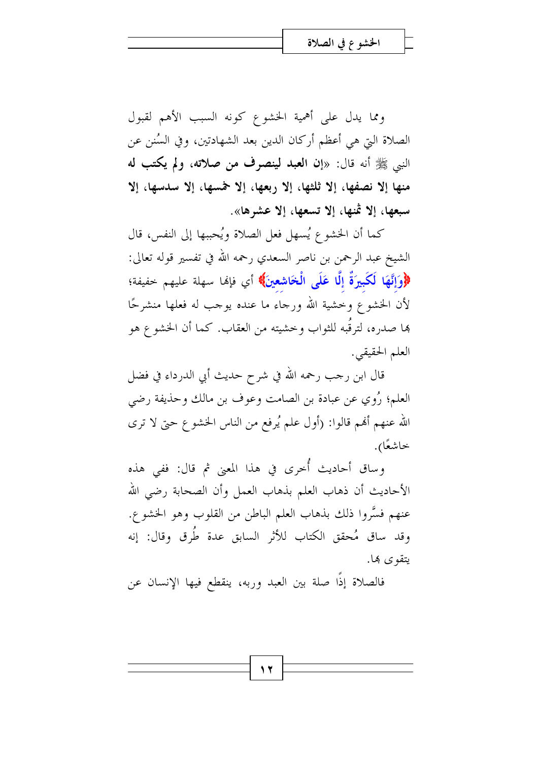ومما يدل على أهمية الخشوع كونه السبب الأهم لقبول الصلاة التي هي أعظم أركان الدين بعد الشهادتين، وفي السُنن عن النبي ﷺ أنه قال: «**إن العبد لينصرف من صلاته، ولم يكتب له منها إلا نصفها، إلا ثلثها، إلا ربعها، إلا خمسها، إلا سدسها، إلا سبعها، إلا ثمنها، إلا تسعها، إلا عشرها**».

كما أن الخشوع يُسهل فعل الصلاة ويُحببها إلى النفس، قال الشيخ عبد الرحمن بن ناصر السعدي رحمه الله في تفسير قوله تعالى: ﴿وَإِنَّهَا لَكَبِيرَةٌ إِلَّا عَلَى الْخَاشِعِينَ﴾ أي فإنها سهلة عليهم خفيفة؛ لأن الخشوع وخشية الله ورجاء ما عنده يوجب له فعلها منشرحًا بها صدره، لترقُّبه للثواب وخشيته من العقاب. كما أن الخشوع هو العلم الحقيقي.

قال ابن رجب رحمه الله في شرح حديث أبي الدرداء في فضل العلم؛ رُوي عن عبادة بن الصامت وعوف بن مالك وحذيفة رضي الله عنهم أنهم قالوا: (أول علم يُرفع من الناس الخشوع حتى لا ترى خاشعًا).

وساق أحاديث أُخرى في هذا المعنى ثم قال: ففي هذه الأحاديث أن ذهاب العلم بذهاب العمل وأن الصحابة رضي الله عنهم فسَّروا ذلك بذهاب العلم الباطن من القلوب وهو الخشوع. وقد ساق مُحقق الكتاب للأثر السابق عدة طُرق وقال: إنه يتقوى بها.

فالصلاة إذاً صلة بين العبد وربه، ينقطع فيها الإنسان عن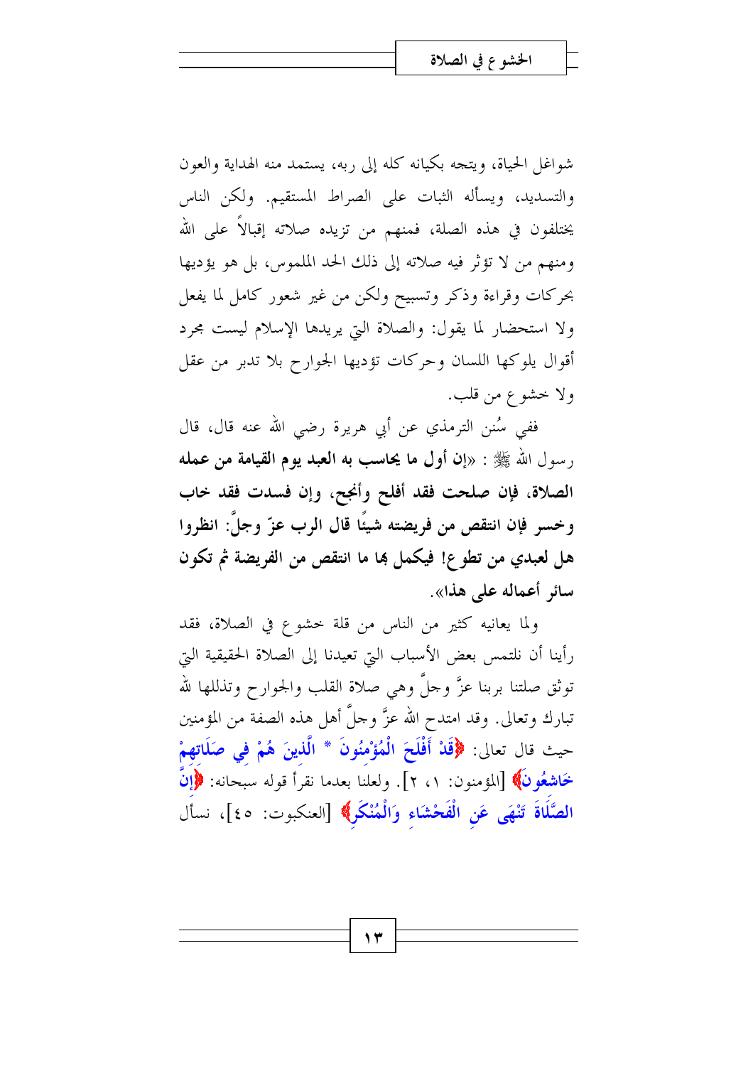شواغل الحياة، ويتجه بكيانه كله إلى ربه، يستمد منه الهداية والعون والتسديد، ويسأله الثبات على الصراط المستقيم. ولكن الناس يختلفون في هذه الصلة، فمنهم من تزيده صلاته إقبالاً على الله ومنهم من لا تؤثر فيه صلاته إلى ذلك الحد الملموس، بل هو يؤديها بحركات وقراءة وذكر وتسبيح ولكن من غير شعور كامل لما يفعل ولا استحضار لما يقول: والصلاة التي يريدها الإسلام ليست مجرد أقوال يلوكها اللسان وحركات تؤديها الجوارح بلا تدبر من عقل ولا خشوع من قلب.

ففي سُنن الترمذي عن أبي هريرة رضي الله عنه قال، قال رسول الله ﷺ : «**إن أول ما يحاسب به العبد يوم القيامة من عمله الصلاة، فإن صلحت فقد أفلح وأنجح، وإن فسدت فقد خاب وخسر فإن انتقص من فريضته شيئًا قال الرب عزّ وجلَّ: انظروا هل لعبدي من تطوع! فيكمل بها ما انتقص من الفريضة ثم تكون سائر أعماله على هذا**».

ولما يعانيه كثير من الناس من قلة خشوع في الصلاة، فقد رأينا أن نلتمس بعض الأسباب التي تعيدنا إلى الصلاة الحقيقية التي توثق صلتنا بربنا عزَّ وجلَّ وهي صلاة القلب والجوارح وتذللها لله تبارك وتعالى. وقد امتدح الله عزَّ وجلَّ أهل هذه الصفة من المؤمنين حيث قال تعالى: ﴿**قَدْ أَفْلَحَ الْمُؤْمِنُونَ * الَّذِينَ هُمْ فِي صَلَاتِهِمْ خَاشِعُونَ**﴾ [المؤمنون: ١، ٢]. ولعلنا بعدما نقرأ قوله سبحانه: ﴿**إِنَّ الصَّلَاةَ تَنْهَى عَنِ الْفَحْشَاءِ وَالْمُنْكَرِ**﴾ [العنكبوت: ٤٥]، نسأل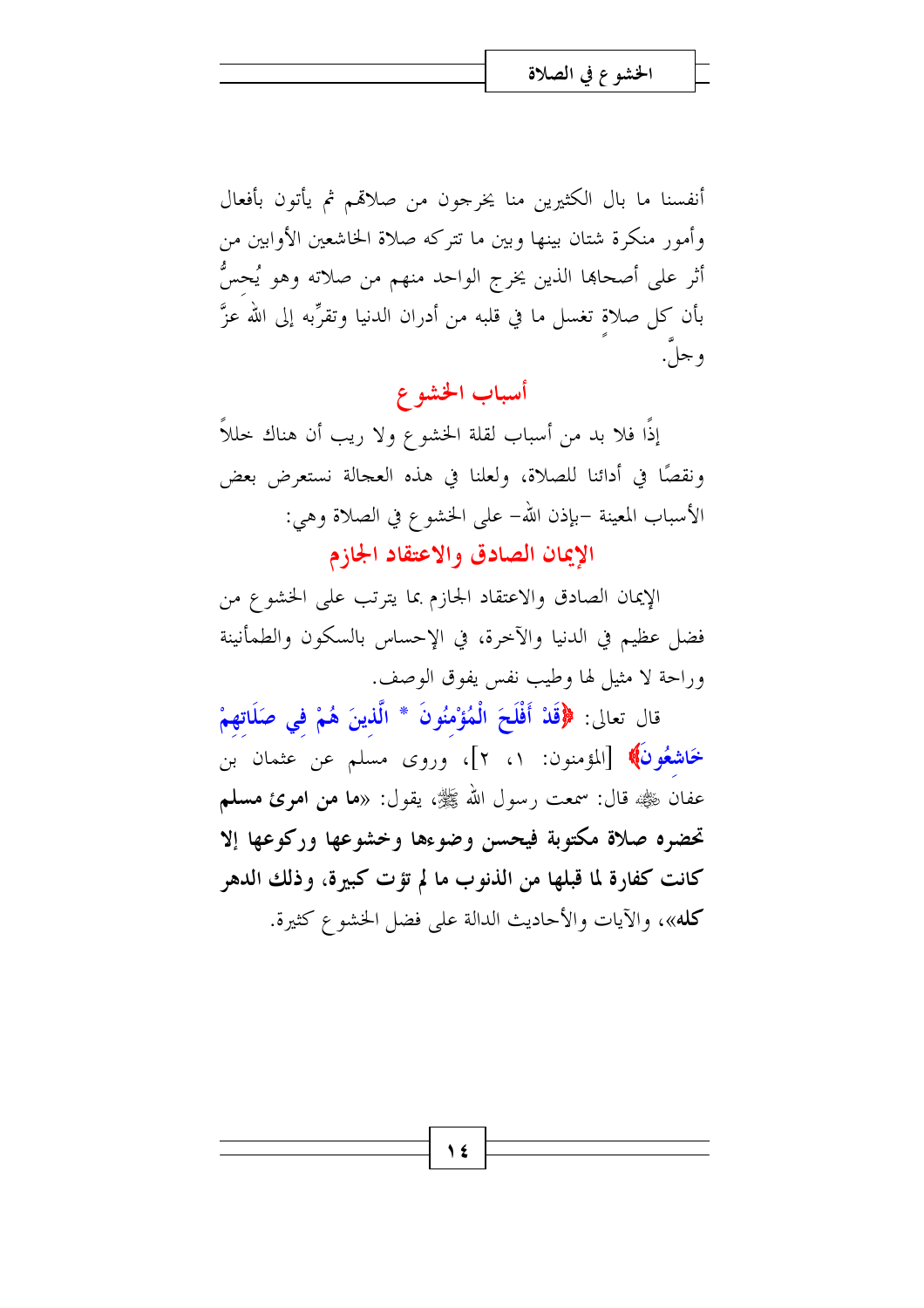أنفسنا ما بال الكثيرين منا يخرجون من صلاتهم ثم يأتون بأفعال وأمور منكرة شتان بينها وبين ما تتركه صلاة الخاشعين الأوابين من أثر على أصحابها الذين يخرج الواحد منهم من صلاته وهو يُحسُّ بأن كل صلاةٍ تغسل ما في قلبه من أدران الدنيا وتقرِّبه إلى الله عزَّ وجلَّ.

## أسباب الخشوع

إذًا فلا بد من أسباب لقلة الخشوع ولا ريب أن هناك خللاً ونقصًا في أدائنا للصلاة، ولعلنا في هذه العجالة نستعرض بعض الأسباب المعينة –بإذن الله– على الخشوع في الصلاة وهي:

### الإيمان الصادق والاعتقاد الجازم

الإيمان الصادق والاعتقاد الجازم بما يترتب على الخشوع من فضل عظيم في الدنيا والآخرة، في الإحساس بالسكون والطمأنينة وراحة لا مثيل لها وطيب نفس يفوق الوصف.

قال تعالى: ﴿**قَدْ أَفْلَحَ الْمُؤْمِنُونَ * الَّذِينَ هُمْ فِي صَلَاتِهِمْ خَاشِعُونَ**﴾ [المؤمنون: ١، ٢]، وروى مسلم عن عثمان بن عفان ﷺ قال: سمعت رسول الله ﷺ، يقول: «**ما من امرئ مسلم تحضره صلاة مكتوبة فيحسن وضوءها وخشوعها وركوعها إلا كانت كفارة لما قبلها من الذنوب ما لم تؤت كبيرة، وذلك الدهر كله**»، والآيات والأحاديث الدالة على فضل الخشوع كثيرة.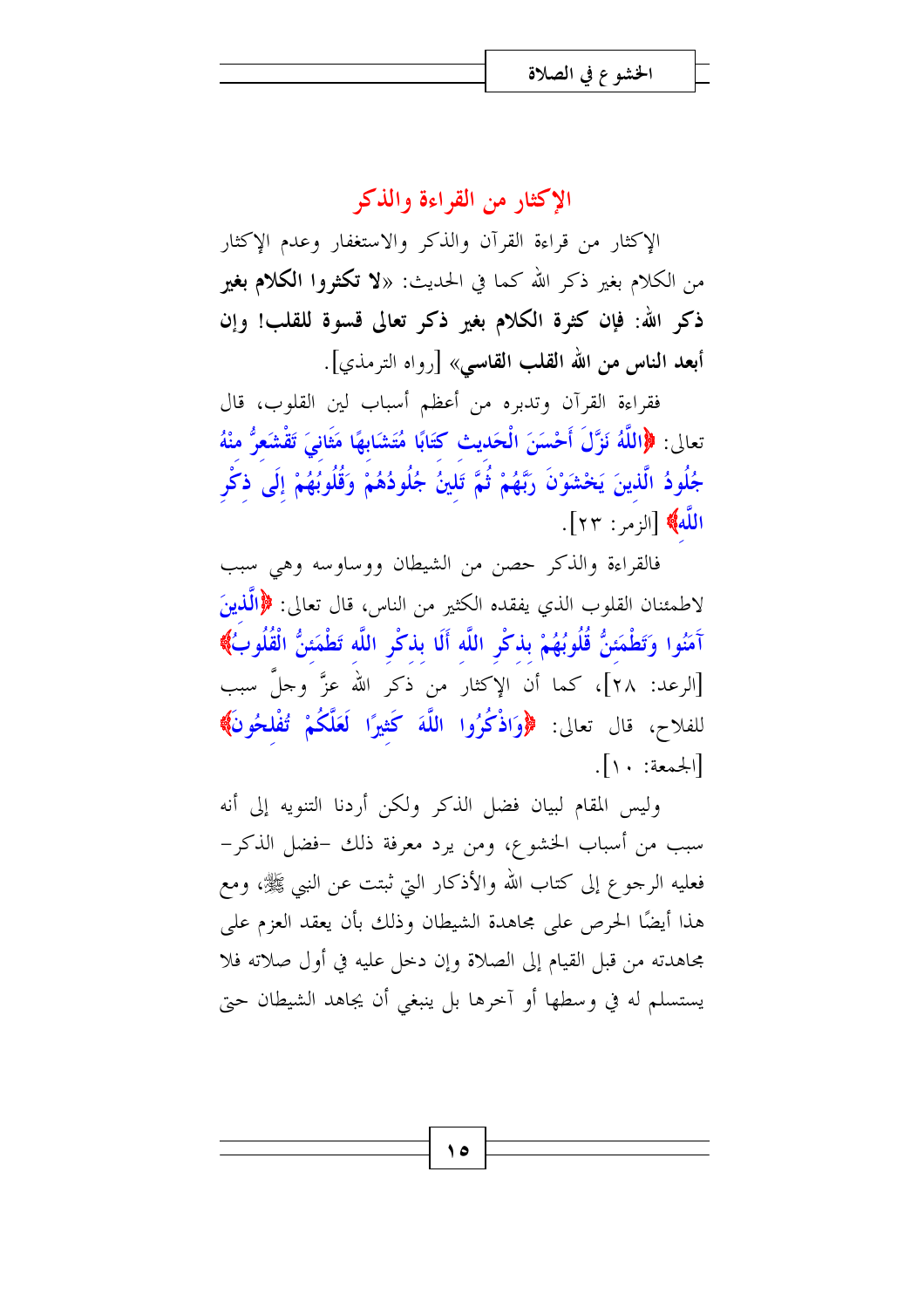## الإكثار من القراءة والذكر

الإكثار من قراءة القرآن والذكر والاستغفار وعدم الإكثار من الكلام بغير ذكر الله كما في الحديث: «**لا تكثروا الكلام بغير ذكر الله: فإن كثرة الكلام بغير ذكر تعالى قسوة للقلب! وإن أبعد الناس من الله القلب القاسي**» [رواه الترمذي].

فقراءة القرآن وتدبره من أعظم أسباب لين القلوب، قال تعالى: **﴿اللَّهُ نَزَّلَ أَحْسَنَ الْحَدِيثِ كِتَابًا مُتَشَابِهًا مَثَانِيَ تَقْشَعِرُّ مِنْهُ جُلُودُ الَّذِينَ يَخْشَوْنَ رَبَّهُمْ ثُمَّ تَلِينُ جُلُودُهُمْ وَقُلُوبُهُمْ إِلَى ذِكْرِ اللَّهِ﴾** [الزمر: ٢٣].

فالقراءة والذكر حصن من الشيطان ووساوسه وهي سبب لاطمئنان القلوب الذي يفقده الكثير من الناس، قال تعالى: **﴿الَّذِينَ آمَنُوا وَتَطْمَئِنُّ قُلُوبُهُمْ بِذِكْرِ اللَّهِ أَلَا بِذِكْرِ اللَّهِ تَطْمَئِنُّ الْقُلُوبُ﴾** [الرعد: ٢٨]، كما أن الإكثار من ذكر الله عزَّ وجلَّ سبب للفلاح، قال تعالى: **﴿وَاذْكُرُوا اللَّهَ كَثِيرًا لَعَلَّكُمْ تُفْلِحُونَ﴾** [الجمعة: ١٠].

وليس المقام لبيان فضل الذكر ولكن أردنا التنويه إلى أنه سبب من أسباب الخشوع، ومن يرد معرفة ذلك –فضل الذكر– فعليه الرجوع إلى كتاب الله والأذكار التي ثبتت عن النبي ﷺ، ومع هذا أيضًا الحرص على مجاهدة الشيطان وذلك بأن يعقد العزم على مجاهدته من قبل القيام إلى الصلاة وإن دخل عليه في أول صلاته فلا يستسلم له في وسطها أو آخرها بل ينبغي أن يجاهد الشيطان حتى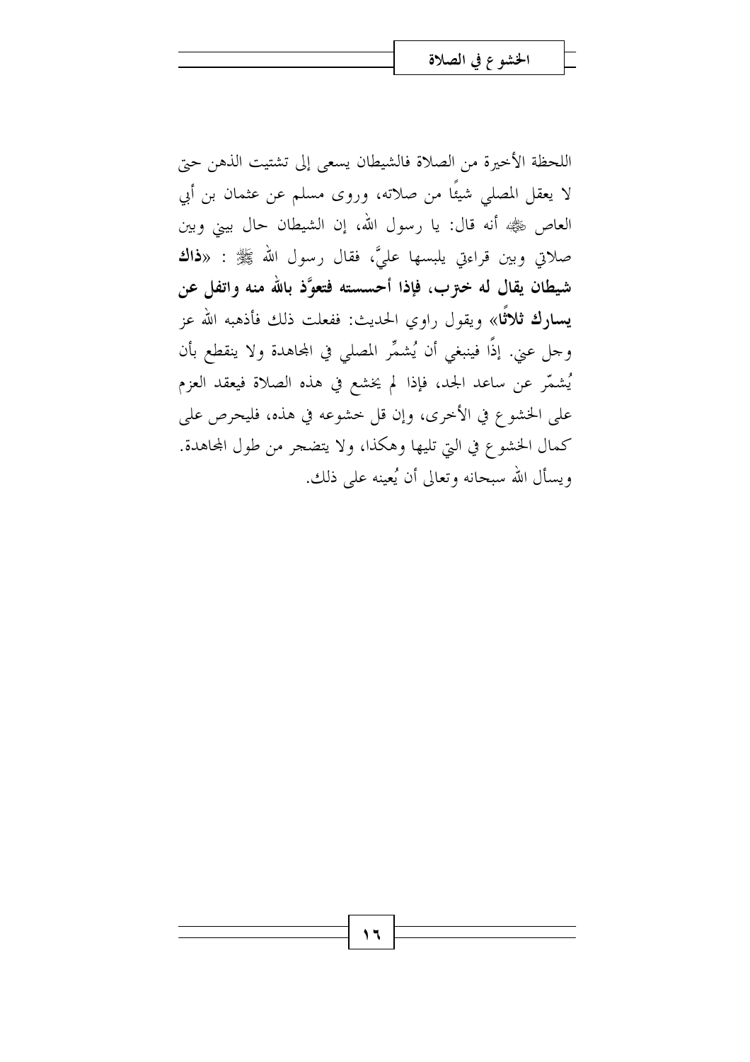اللحظة الأخيرة من الصلاة فالشيطان يسعى إلى تشتيت الذهن حتى لا يعقل المصلي شيئًا من صلاته، وروى مسلم عن عثمان بن أبي العاص ﷺ أنه قال: يا رسول الله، إن الشيطان حال بيني وبين صلاتي وبين قراءتي يلبسها عليَّ، فقال رسول الله ﷺ : «**ذاك شيطان يقال له خنزب، فإذا أحسسته فتعوَّذ بالله منه واتفل عن يسارك ثلاثًا**» ويقول راوي الحديث: ففعلت ذلك فأذهبه الله عز وجل عني. إذًا فينبغي أن يُشمِّر المصلي في المجاهدة ولا ينقطع بأن يُشمّر عن ساعد الجد، فإذا لم يخشع في هذه الصلاة فيعقد العزم على الخشوع في الأخرى، وإن قل خشوعه في هذه، فليحرص على كمال الخشوع في التي تليها وهكذا، ولا يتضجر من طول المجاهدة. ويسأل الله سبحانه وتعالى أن يُعينه على ذلك.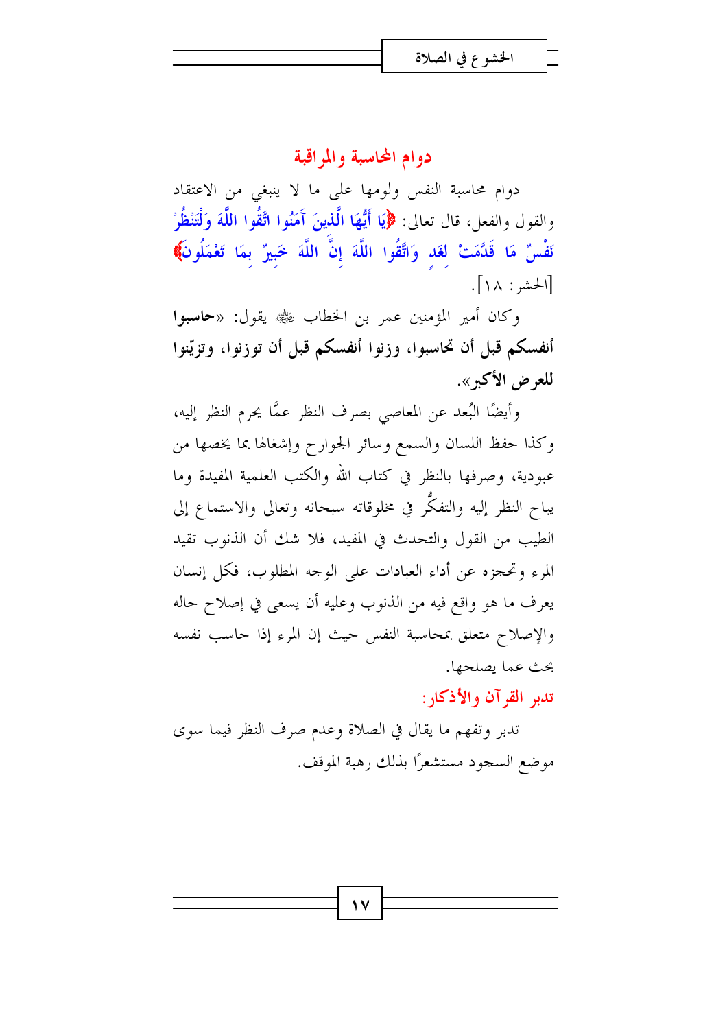## دوام المحاسبة والمراقبة

دوام محاسبة النفس ولومها على ما لا ينبغي من الاعتقاد والقول والفعل، قال تعالى: ﴿يَا أَيُّهَا الَّذِينَ آَمَنُوا اتَّقُوا اللَّهَ وَلْتَنْظُرْ نَفْسٌ مَا قَدَّمَتْ لِغَدٍ وَاتَّقُوا اللَّهَ إِنَّ اللَّهَ خَبِيرٌ بِمَا تَعْمَلُونَ﴾ [الحشر: ١٨].

وكان أمير المؤمنين عمر بن الخطاب ﷺ يقول: «**حاسبوا أنفسكم قبل أن تحاسبوا، وزنوا أنفسكم قبل أن توزنوا، وتزيّنوا للعرض الأكبر**».

وأيضًا البُعد عن المعاصي بصرف النظر عمَّا يحرم النظر إليه، وكذا حفظ اللسان والسمع وسائر الجوارح وإشغالها بما يخصها من عبودية، وصرفها بالنظر في كتاب الله والكتب العلمية المفيدة وما يباح النظر إليه والتفكُّر في مخلوقاته سبحانه وتعالى والاستماع إلى الطيب من القول والتحدث في المفيد، فلا شك أن الذنوب تقيد المرء وتحجزه عن أداء العبادات على الوجه المطلوب، فكل إنسان يعرف ما هو واقع فيه من الذنوب وعليه أن يسعى في إصلاح حاله والإصلاح متعلق بمحاسبة النفس حيث إن المرء إذا حاسب نفسه بحث عما يصلحها.

### تدبر القرآن والأذكار:

تدبر وتفهم ما يقال في الصلاة وعدم صرف النظر فيما سوى موضع السجود مستشعرًا بذلك رهبة الموقف.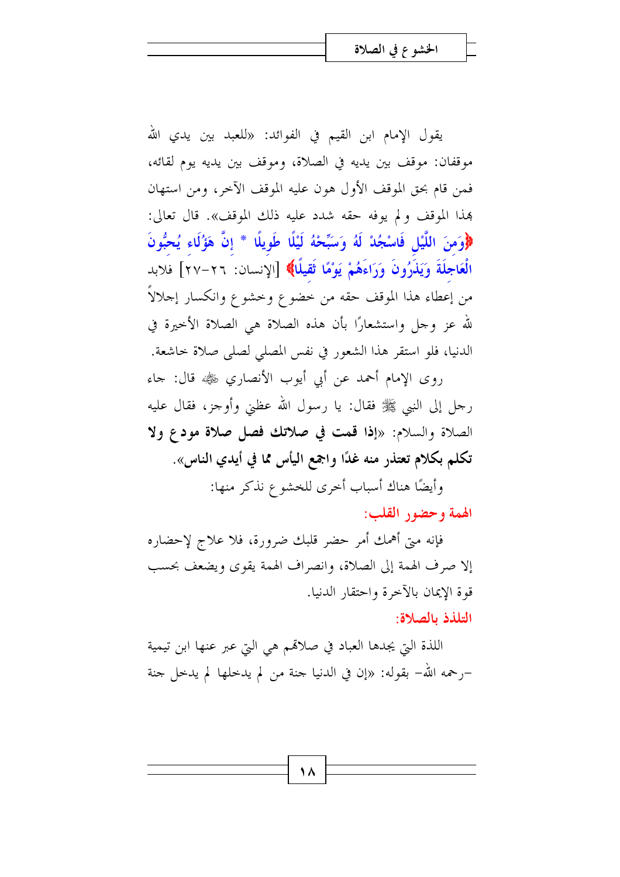يقول الإمام ابن القيم في الفوائد: «للعبد بين يدي الله موقفان: موقف بين يديه في الصلاة، وموقف بين يديه يوم لقائه، فمن قام بحق الموقف الأول هون عليه الموقف الآخر، ومن استهان بهذا الموقف ولم يوفه حقه شدد عليه ذلك الموقف». قال تعالى: ﴿وَمِنَ اللَّيْلِ فَاسْجُدْ لَهُ وَسَبِّحْهُ لَيْلًا طَوِيلًا * إِنَّ هَؤُلَاءِ يُحِبُّونَ الْعَاجِلَةَ وَيَذَرُونَ وَرَاءَهُمْ يَوْمًا ثَقِيلًا﴾ [الإنسان: ٢٦-٢٧] فلابد من إعطاء هذا الموقف حقه من خضوع وخشوع وانكسار إجلالاً لله عز وجل واستشعارًا بأن هذه الصلاة هي الصلاة الأخيرة في الدنيا، فلو استقر هذا الشعور في نفس المصلي لصلى صلاة خاشعة.

روى الإمام أحمد عن أبي أيوب الأنصاري ﷺ قال: جاء رجل إلى النبي ﷺ فقال: يا رسول الله عظني وأوجز، فقال عليه الصلاة والسلام: «**إذا قمت في صلاتك فصل صلاة مودع ولا تكلم بكلام تعتذر منه غدًا واجمع اليأس مما في أيدي الناس**».

وأيضًا هناك أسباب أخرى للخشوع نذكر منها:

### الهمة وحضور القلب:

فإنه متى أهمك أمر حضر قلبك ضرورة، فلا علاج لإحضاره إلا صرف الهمة إلى الصلاة، وانصراف الهمة يقوى ويضعف بحسب قوة الإيمان بالآخرة واحتقار الدنيا.

### التلذذ بالصلاة:

اللذة التي يجدها العباد في صلاتهم هي التي عبر عنها ابن تيمية -رحمه الله- بقوله: «إن في الدنيا جنة من لم يدخلها لم يدخل جنة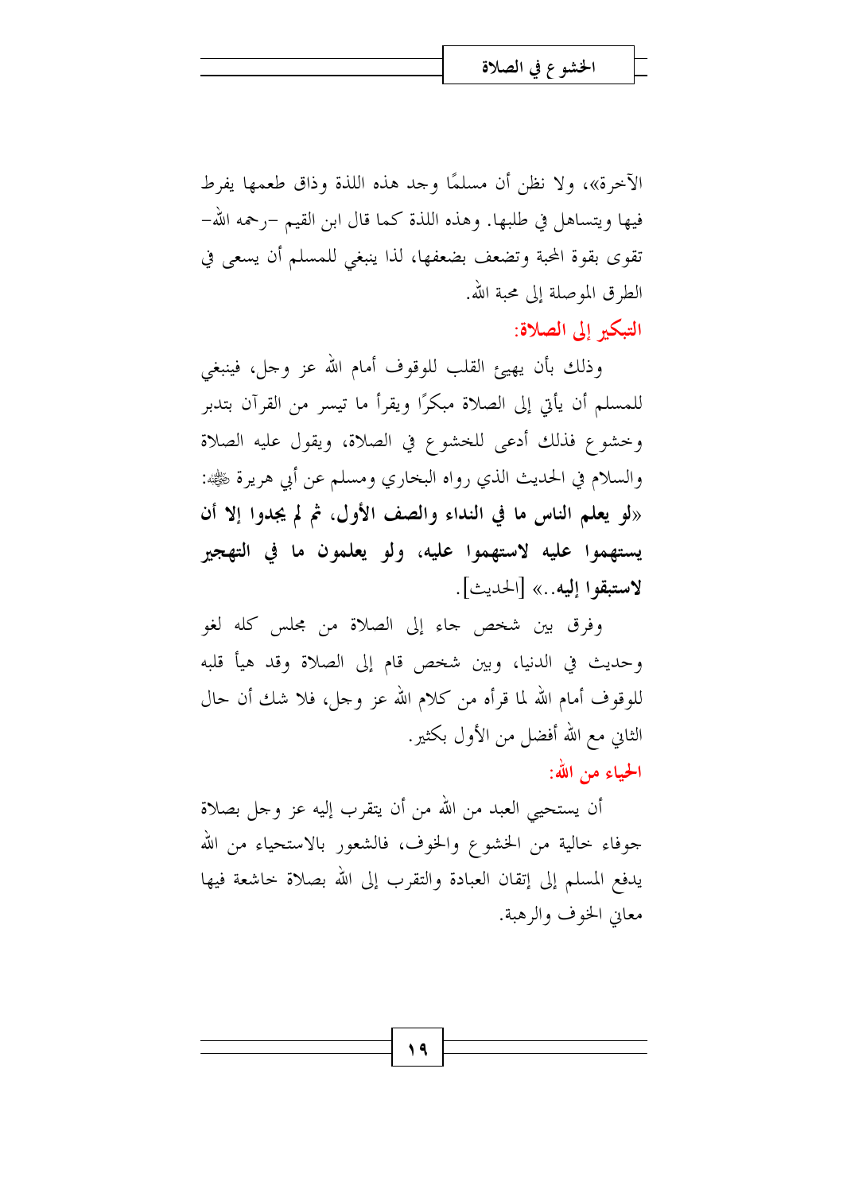الآخرة»، ولا نظن أن مسلمًا وجد هذه اللذة وذاق طعمها يفرط فيها ويتساهل في طلبها. وهذه اللذة كما قال ابن القيم -رحمه الله- تقوى بقوة المحبة وتضعف بضعفها، لذا ينبغي للمسلم أن يسعى في الطرق الموصلة إلى محبة الله.

### التبكير إلى الصلاة:

وذلك بأن يهيئ القلب للوقوف أمام الله عز وجل، فينبغي للمسلم أن يأتي إلى الصلاة مبكرًا ويقرأ ما تيسر من القرآن بتدبر وخشوع فذلك أدعى للخشوع في الصلاة، ويقول عليه الصلاة والسلام في الحديث الذي رواه البخاري ومسلم عن أبي هريرة ﷺ: **«لو يعلم الناس ما في النداء والصف الأول، ثم لم يجدوا إلا أن يستهموا عليه لاستهموا عليه، ولو يعلمون ما في التهجير لاستبقوا إليه..»** [الحديث].

وفرق بين شخص جاء إلى الصلاة من مجلس كله لغو وحديث في الدنيا، وبين شخص قام إلى الصلاة وقد هيأ قلبه للوقوف أمام الله لما قرأه من كلام الله عز وجل، فلا شك أن حال الثاني مع الله أفضل من الأول بكثير.

### الحياء من الله:

أن يستحيي العبد من الله من أن يتقرب إليه عز وجل بصلاة جوفاء خالية من الخشوع والخوف، فالشعور بالاستحياء من الله يدفع المسلم إلى إتقان العبادة والتقرب إلى الله بصلاة خاشعة فيها معاني الخوف والرهبة.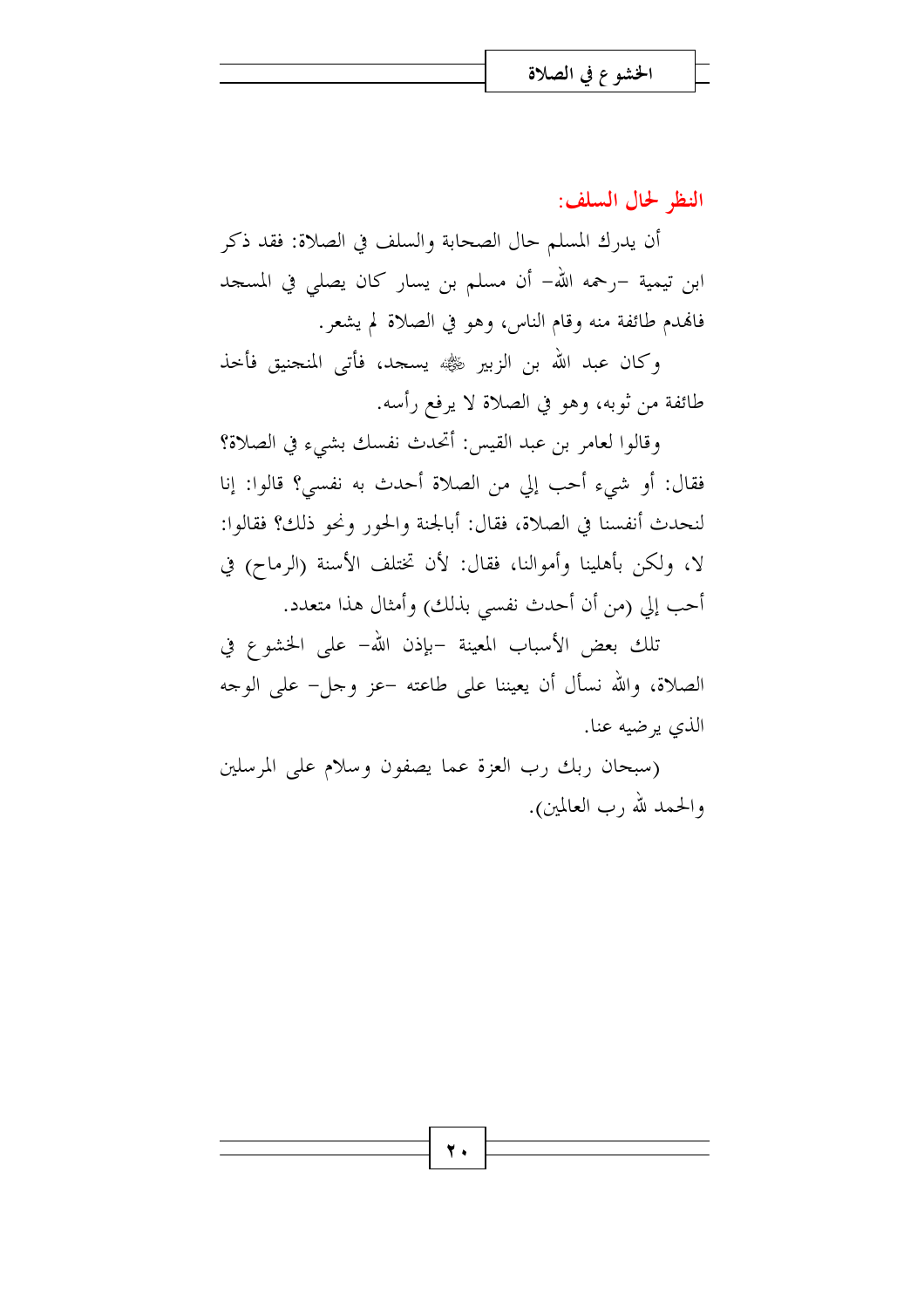### النظر لحال السلف:

أن يدرك المسلم حال الصحابة والسلف في الصلاة: فقد ذكر ابن تيمية -رحمه الله- أن مسلم بن يسار كان يصلي في المسجد فانهدم طائفة منه وقام الناس، وهو في الصلاة لم يشعر.

وكان عبد الله بن الزبير ﷺ يسجد، فأتى المنجنيق فأخذ طائفة من ثوبه، وهو في الصلاة لا يرفع رأسه.

وقالوا لعامر بن عبد القيس: أتحدث نفسك بشيء في الصلاة؟ فقال: أو شيء أحب إلي من الصلاة أحدث به نفسي؟ قالوا: إنا لنحدث أنفسنا في الصلاة، فقال: أبالجنة والحور ونحو ذلك؟ فقالوا: لا، ولكن بأهلينا وأموالنا، فقال: لأن تختلف الأسنة (الرماح) في أحب إلي (من أن أحدث نفسي بذلك) وأمثال هذا متعدد.

تلك بعض الأسباب المعينة -بإذن الله- على الخشوع في الصلاة، والله نسأل أن يعيننا على طاعته -عز وجل- على الوجه الذي يرضيه عنا.

(سبحان ربك رب العزة عما يصفون وسلام على المرسلين والحمد لله رب العالمين).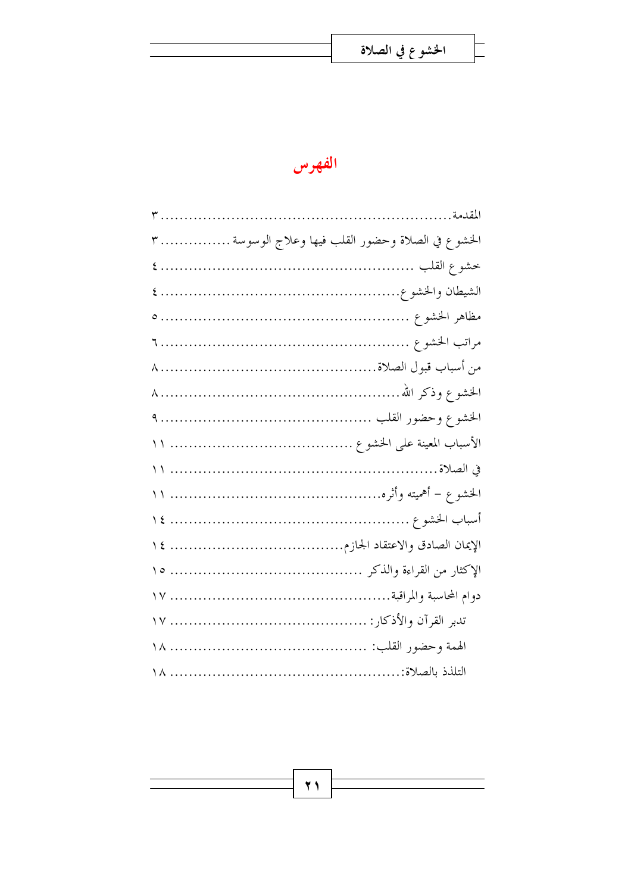# الفهرس

المقدمة ........................................................... ٣

الخشوع في الصلاة وحضور القلب فيها وعلاج الوسوسة ............... ٣

خشوع القلب .................................................... ٤

الشيطان والخشوع ................................................ ٤

مظاهر الخشوع ................................................... ٥

مراتب الخشوع ................................................... ٦

من أسباب قبول الصلاة ............................................ ٨

الخشوع وذكر الله ................................................. ٨

الخشوع وحضور القلب ............................................ ٩

الأسباب المعينة على الخشوع ...................................... ١١

في الصلاة ....................................................... ١١

الخشوع – أهميته وأثره ............................................ ١١

أسباب الخشوع .................................................. ١٤

الإيمان الصادق والاعتقاد الجازم .................................... ١٤

الإكثار من القراءة والذكر ......................................... ١٥

دوام المحاسبة والمراقبة ............................................ ١٧

تدبر القرآن والأذكار: ........................................... ١٧

الهمة وحضور القلب: ........................................... ١٨

التلذذ بالصلاة: ................................................. ١٨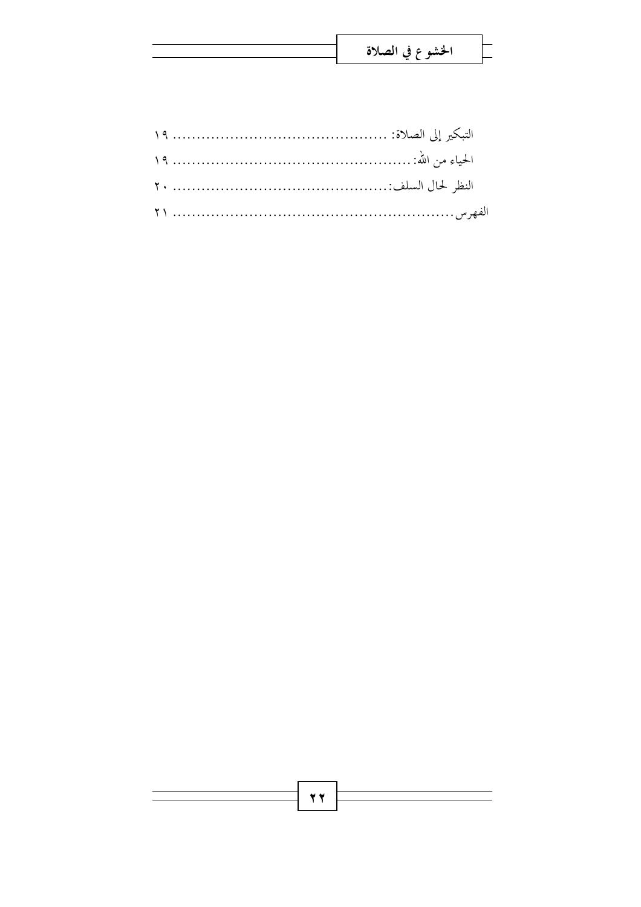التبكير إلى الصلاة: ........................................... ١٩

الحياء من الله: ................................................ ١٩

النظر لحال السلف: ........................................... ٢٠

الفهرس......................................................... ٢١